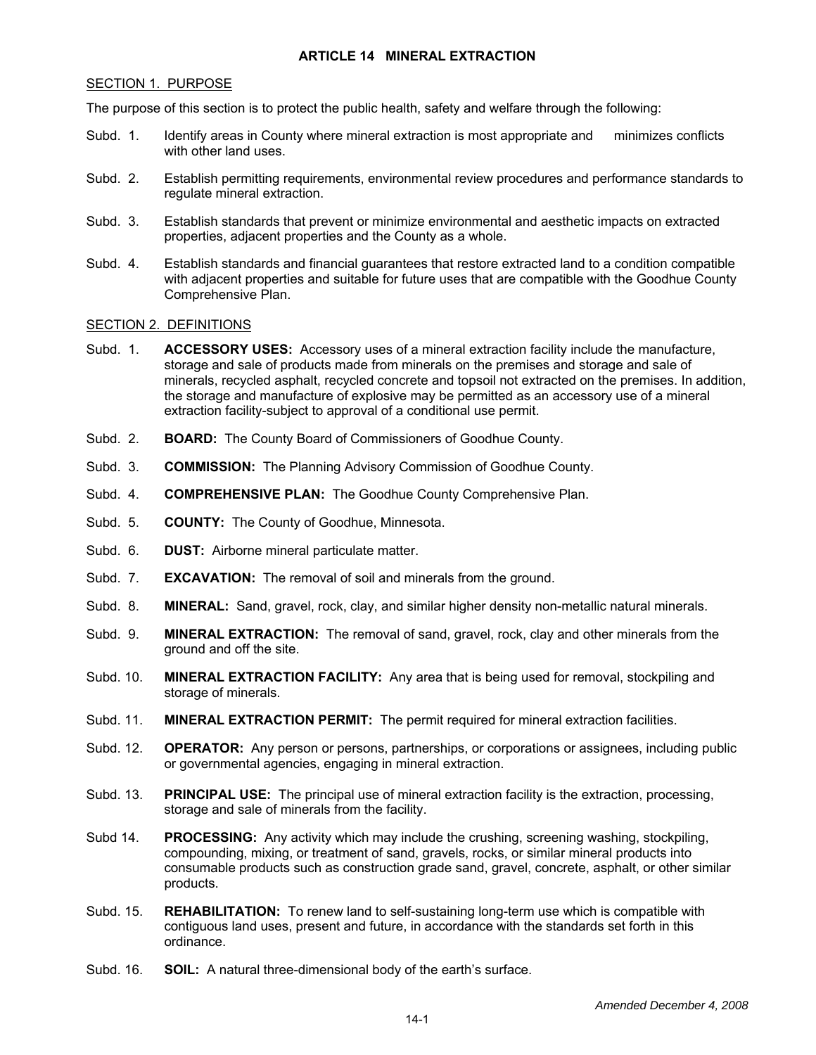# ARTICLE 14 MINERAL EXTRACTION

## SECTION 1. PURPOSE

The purpose of this section is to protect the public health, safety and welfare through the following:

Subd. 1. Identify areas in County where mineral extraction is most appropriate and minimizes conflicts with other land uses.

Subd. 2. Establish permitting requirements, environmental review procedures and performance standards to regulate mineral extraction.

Subd. 3. Establish standards that prevent or minimize environmental and aesthetic impacts on extracted properties, adjacent properties and the County as a whole.

Subd. 4. Establish standards and financial guarantees that restore extracted land to a condition compatible with adjacent properties and suitable for future uses that are compatible with the Goodhue County Comprehensive Plan.

## SECTION 2. DEFINITIONS

Subd. 1. **ACCESSORY USES:** Accessory uses of a mineral extraction facility include the manufacture, storage and sale of products made from minerals on the premises and storage and sale of minerals, recycled asphalt, recycled concrete and topsoil not extracted on the premises. In addition, the storage and manufacture of explosive may be permitted as an accessory use of a mineral extraction facility-subject to approval of a conditional use permit.

Subd. 2. **BOARD:** The County Board of Commissioners of Goodhue County.

Subd. 3. **COMMISSION:** The Planning Advisory Commission of Goodhue County.

Subd. 4. **COMPREHENSIVE PLAN:** The Goodhue County Comprehensive Plan.

Subd. 5. **COUNTY:** The County of Goodhue, Minnesota.

Subd. 6. **DUST:** Airborne mineral particulate matter.

Subd. 7. **EXCAVATION:** The removal of soil and minerals from the ground.

Subd. 8. **MINERAL:** Sand, gravel, rock, clay, and similar higher density non-metallic natural minerals.

Subd. 9. **MINERAL EXTRACTION:** The removal of sand, gravel, rock, clay and other minerals from the ground and off the site.

Subd. 10. **MINERAL EXTRACTION FACILITY:** Any area that is being used for removal, stockpiling and storage of minerals.

Subd. 11. **MINERAL EXTRACTION PERMIT:** The permit required for mineral extraction facilities.

Subd. 12. **OPERATOR:** Any person or persons, partnerships, or corporations or assignees, including public or governmental agencies, engaging in mineral extraction.

Subd. 13. **PRINCIPAL USE:** The principal use of mineral extraction facility is the extraction, processing, storage and sale of minerals from the facility.

Subd 14. **PROCESSING:** Any activity which may include the crushing, screening washing, stockpiling, compounding, mixing, or treatment of sand, gravels, rocks, or similar mineral products into consumable products such as construction grade sand, gravel, concrete, asphalt, or other similar products.

Subd. 15. **REHABILITATION:** To renew land to self-sustaining long-term use which is compatible with contiguous land uses, present and future, in accordance with the standards set forth in this ordinance.

Subd. 16. **SOIL:** A natural three-dimensional body of the earth's surface.

*Amended December 4, 2008*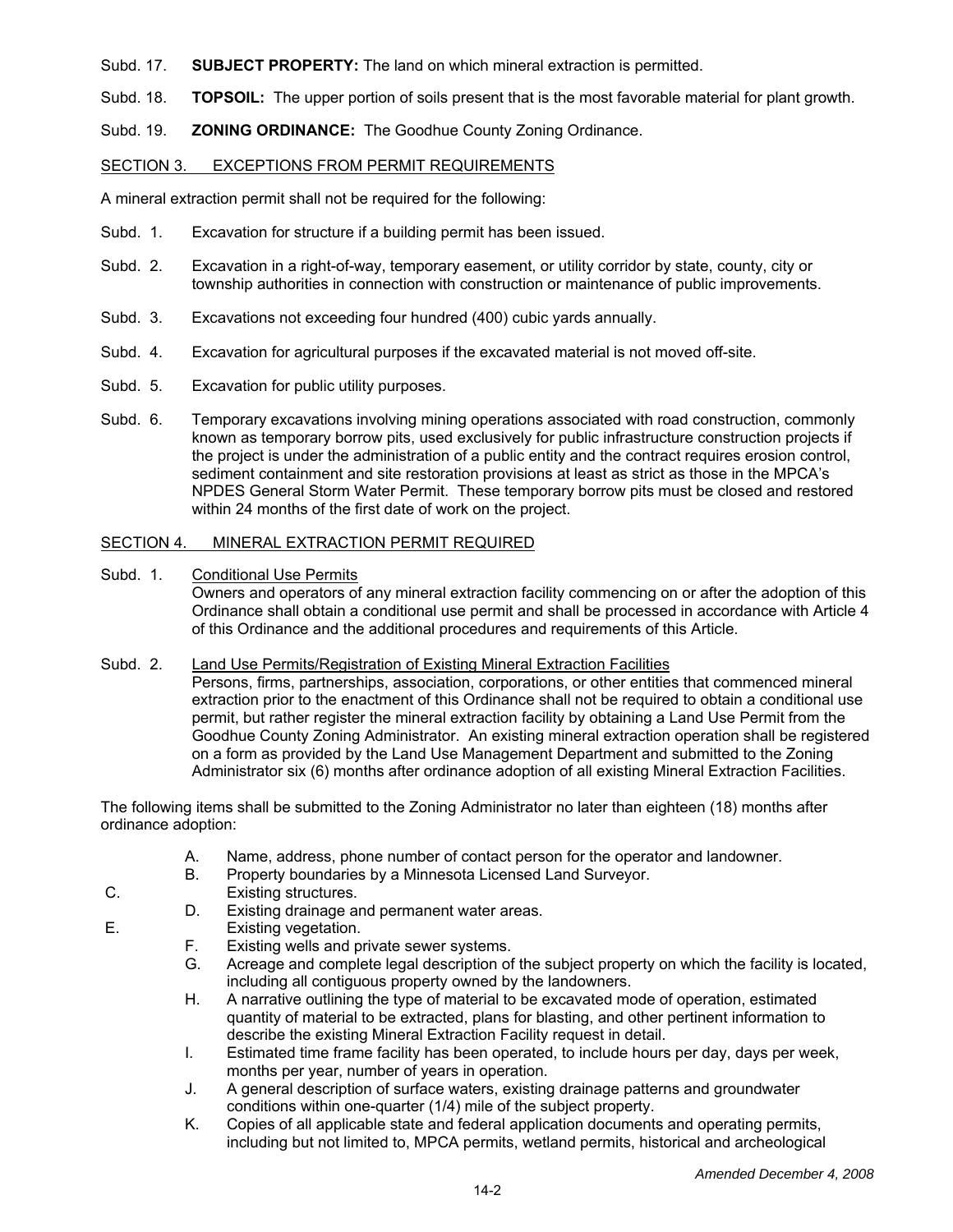Subd. 17. **SUBJECT PROPERTY:** The land on which mineral extraction is permitted.

Subd. 18. **TOPSOIL:** The upper portion of soils present that is the most favorable material for plant growth.

Subd. 19. **ZONING ORDINANCE:** The Goodhue County Zoning Ordinance.

## SECTION 3. EXCEPTIONS FROM PERMIT REQUIREMENTS

A mineral extraction permit shall not be required for the following:

Subd. 1. Excavation for structure if a building permit has been issued.

Subd. 2. Excavation in a right-of-way, temporary easement, or utility corridor by state, county, city or township authorities in connection with construction or maintenance of public improvements.

Subd. 3. Excavations not exceeding four hundred (400) cubic yards annually.

Subd. 4. Excavation for agricultural purposes if the excavated material is not moved off-site.

Subd. 5. Excavation for public utility purposes.

Subd. 6. Temporary excavations involving mining operations associated with road construction, commonly known as temporary borrow pits, used exclusively for public infrastructure construction projects if the project is under the administration of a public entity and the contract requires erosion control, sediment containment and site restoration provisions at least as strict as those in the MPCA's NPDES General Storm Water Permit. These temporary borrow pits must be closed and restored within 24 months of the first date of work on the project.

## SECTION 4. MINERAL EXTRACTION PERMIT REQUIRED

Subd. 1. Conditional Use Permits
Owners and operators of any mineral extraction facility commencing on or after the adoption of this Ordinance shall obtain a conditional use permit and shall be processed in accordance with Article 4 of this Ordinance and the additional procedures and requirements of this Article.

Subd. 2. Land Use Permits/Registration of Existing Mineral Extraction Facilities
Persons, firms, partnerships, association, corporations, or other entities that commenced mineral extraction prior to the enactment of this Ordinance shall not be required to obtain a conditional use permit, but rather register the mineral extraction facility by obtaining a Land Use Permit from the Goodhue County Zoning Administrator. An existing mineral extraction operation shall be registered on a form as provided by the Land Use Management Department and submitted to the Zoning Administrator six (6) months after ordinance adoption of all existing Mineral Extraction Facilities.

The following items shall be submitted to the Zoning Administrator no later than eighteen (18) months after ordinance adoption:

A. Name, address, phone number of contact person for the operator and landowner.
B. Property boundaries by a Minnesota Licensed Land Surveyor.
C. Existing structures.
D. Existing drainage and permanent water areas.
E. Existing vegetation.
F. Existing wells and private sewer systems.
G. Acreage and complete legal description of the subject property on which the facility is located, including all contiguous property owned by the landowners.
H. A narrative outlining the type of material to be excavated mode of operation, estimated quantity of material to be extracted, plans for blasting, and other pertinent information to describe the existing Mineral Extraction Facility request in detail.
I. Estimated time frame facility has been operated, to include hours per day, days per week, months per year, number of years in operation.
J. A general description of surface waters, existing drainage patterns and groundwater conditions within one-quarter (1/4) mile of the subject property.
K. Copies of all applicable state and federal application documents and operating permits, including but not limited to, MPCA permits, wetland permits, historical and archeological

*Amended December 4, 2008*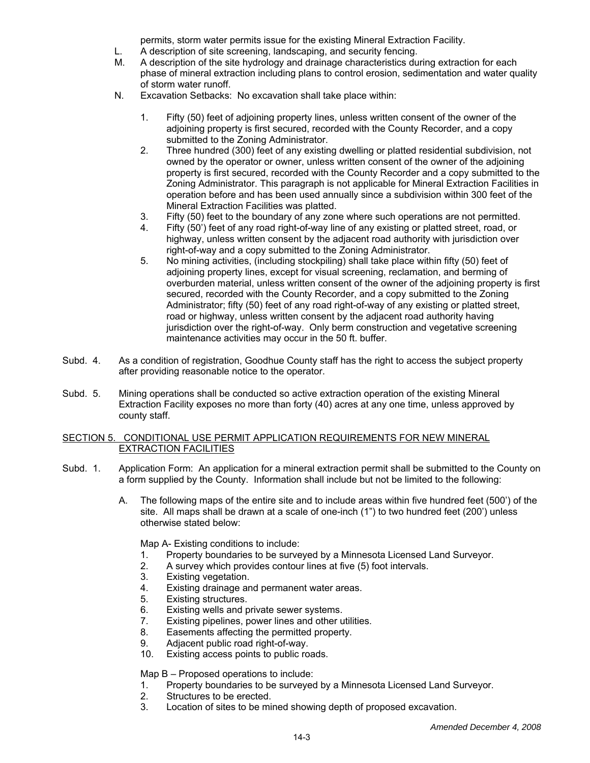permits, storm water permits issue for the existing Mineral Extraction Facility.

L. A description of site screening, landscaping, and security fencing.

M. A description of the site hydrology and drainage characteristics during extraction for each phase of mineral extraction including plans to control erosion, sedimentation and water quality of storm water runoff.

N. Excavation Setbacks: No excavation shall take place within:

1. Fifty (50) feet of adjoining property lines, unless written consent of the owner of the adjoining property is first secured, recorded with the County Recorder, and a copy submitted to the Zoning Administrator.
2. Three hundred (300) feet of any existing dwelling or platted residential subdivision, not owned by the operator or owner, unless written consent of the owner of the adjoining property is first secured, recorded with the County Recorder and a copy submitted to the Zoning Administrator. This paragraph is not applicable for Mineral Extraction Facilities in operation before and has been used annually since a subdivision within 300 feet of the Mineral Extraction Facilities was platted.
3. Fifty (50) feet to the boundary of any zone where such operations are not permitted.
4. Fifty (50') feet of any road right-of-way line of any existing or platted street, road, or highway, unless written consent by the adjacent road authority with jurisdiction over right-of-way and a copy submitted to the Zoning Administrator.
5. No mining activities, (including stockpiling) shall take place within fifty (50) feet of adjoining property lines, except for visual screening, reclamation, and berming of overburden material, unless written consent of the owner of the adjoining property is first secured, recorded with the County Recorder, and a copy submitted to the Zoning Administrator; fifty (50) feet of any road right-of-way of any existing or platted street, road or highway, unless written consent by the adjacent road authority having jurisdiction over the right-of-way. Only berm construction and vegetative screening maintenance activities may occur in the 50 ft. buffer.

Subd. 4. As a condition of registration, Goodhue County staff has the right to access the subject property after providing reasonable notice to the operator.

Subd. 5. Mining operations shall be conducted so active extraction operation of the existing Mineral Extraction Facility exposes no more than forty (40) acres at any one time, unless approved by county staff.

## SECTION 5. CONDITIONAL USE PERMIT APPLICATION REQUIREMENTS FOR NEW MINERAL EXTRACTION FACILITIES

Subd. 1. Application Form: An application for a mineral extraction permit shall be submitted to the County on a form supplied by the County. Information shall include but not be limited to the following:

A. The following maps of the entire site and to include areas within five hundred feet (500') of the site. All maps shall be drawn at a scale of one-inch (1") to two hundred feet (200') unless otherwise stated below:

Map A- Existing conditions to include:

1. Property boundaries to be surveyed by a Minnesota Licensed Land Surveyor.
2. A survey which provides contour lines at five (5) foot intervals.
3. Existing vegetation.
4. Existing drainage and permanent water areas.
5. Existing structures.
6. Existing wells and private sewer systems.
7. Existing pipelines, power lines and other utilities.
8. Easements affecting the permitted property.
9. Adjacent public road right-of-way.
10. Existing access points to public roads.

Map B – Proposed operations to include:

1. Property boundaries to be surveyed by a Minnesota Licensed Land Surveyor.
2. Structures to be erected.
3. Location of sites to be mined showing depth of proposed excavation.

*Amended December 4, 2008*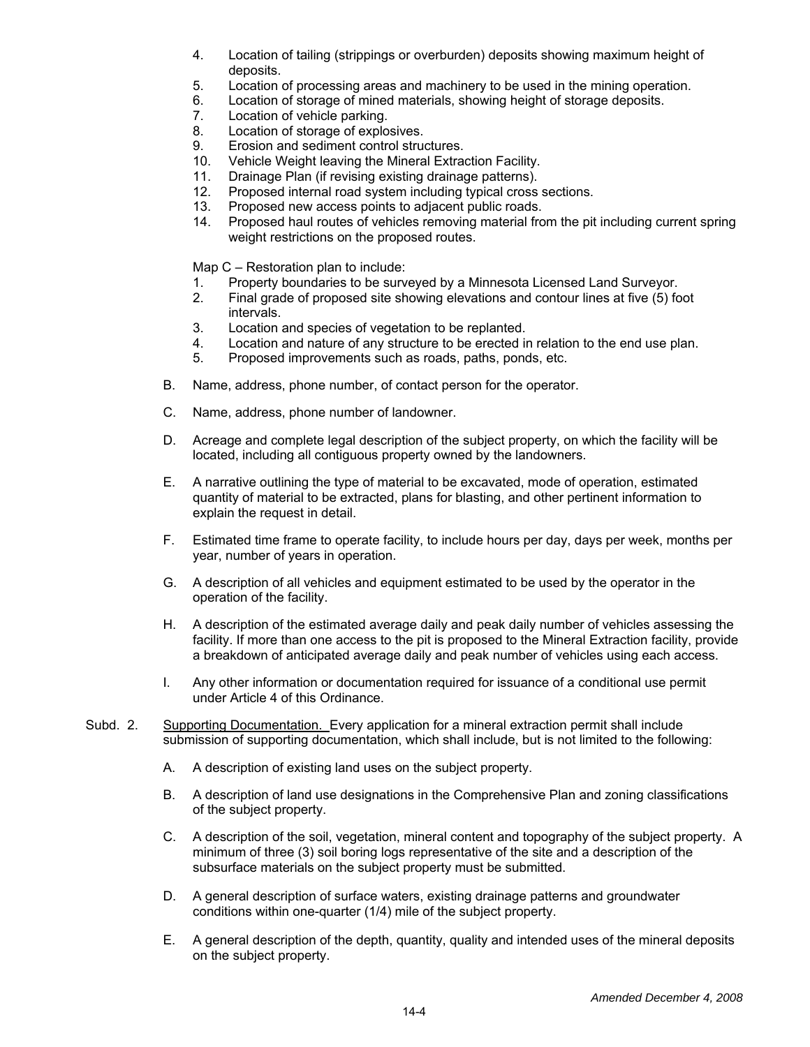4. Location of tailing (strippings or overburden) deposits showing maximum height of deposits.
5. Location of processing areas and machinery to be used in the mining operation.
6. Location of storage of mined materials, showing height of storage deposits.
7. Location of vehicle parking.
8. Location of storage of explosives.
9. Erosion and sediment control structures.
10. Vehicle Weight leaving the Mineral Extraction Facility.
11. Drainage Plan (if revising existing drainage patterns).
12. Proposed internal road system including typical cross sections.
13. Proposed new access points to adjacent public roads.
14. Proposed haul routes of vehicles removing material from the pit including current spring weight restrictions on the proposed routes.

Map C – Restoration plan to include:

1. Property boundaries to be surveyed by a Minnesota Licensed Land Surveyor.
2. Final grade of proposed site showing elevations and contour lines at five (5) foot intervals.
3. Location and species of vegetation to be replanted.
4. Location and nature of any structure to be erected in relation to the end use plan.
5. Proposed improvements such as roads, paths, ponds, etc.

B. Name, address, phone number, of contact person for the operator.

C. Name, address, phone number of landowner.

D. Acreage and complete legal description of the subject property, on which the facility will be located, including all contiguous property owned by the landowners.

E. A narrative outlining the type of material to be excavated, mode of operation, estimated quantity of material to be extracted, plans for blasting, and other pertinent information to explain the request in detail.

F. Estimated time frame to operate facility, to include hours per day, days per week, months per year, number of years in operation.

G. A description of all vehicles and equipment estimated to be used by the operator in the operation of the facility.

H. A description of the estimated average daily and peak daily number of vehicles assessing the facility. If more than one access to the pit is proposed to the Mineral Extraction facility, provide a breakdown of anticipated average daily and peak number of vehicles using each access.

I. Any other information or documentation required for issuance of a conditional use permit under Article 4 of this Ordinance.

Subd. 2. Supporting Documentation. Every application for a mineral extraction permit shall include submission of supporting documentation, which shall include, but is not limited to the following:

A. A description of existing land uses on the subject property.

B. A description of land use designations in the Comprehensive Plan and zoning classifications of the subject property.

C. A description of the soil, vegetation, mineral content and topography of the subject property. A minimum of three (3) soil boring logs representative of the site and a description of the subsurface materials on the subject property must be submitted.

D. A general description of surface waters, existing drainage patterns and groundwater conditions within one-quarter (1/4) mile of the subject property.

E. A general description of the depth, quantity, quality and intended uses of the mineral deposits on the subject property.

*Amended December 4, 2008*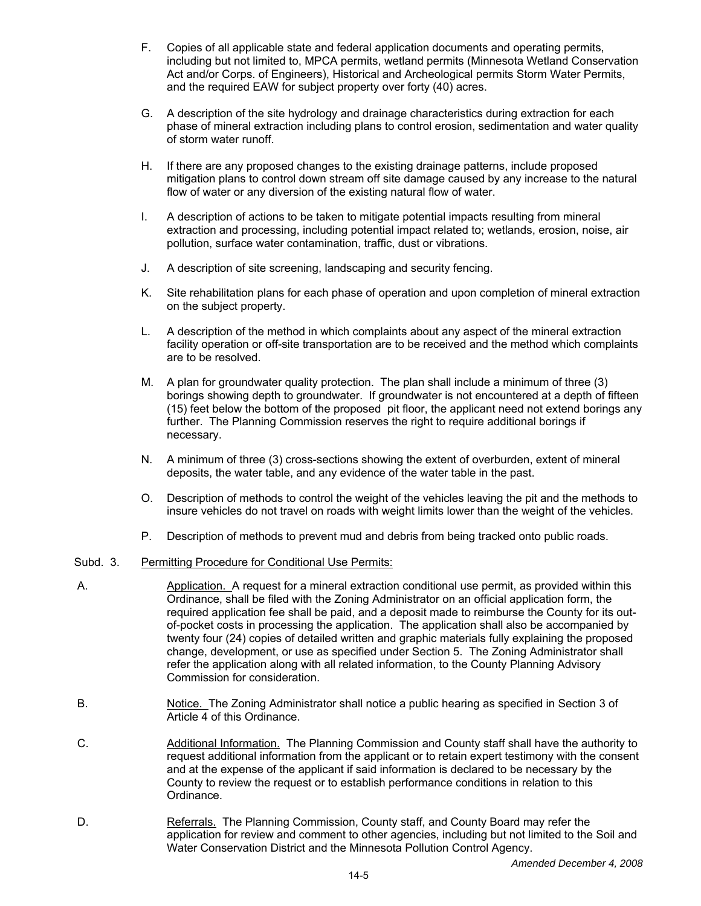F. Copies of all applicable state and federal application documents and operating permits, including but not limited to, MPCA permits, wetland permits (Minnesota Wetland Conservation Act and/or Corps. of Engineers), Historical and Archeological permits Storm Water Permits, and the required EAW for subject property over forty (40) acres.

G. A description of the site hydrology and drainage characteristics during extraction for each phase of mineral extraction including plans to control erosion, sedimentation and water quality of storm water runoff.

H. If there are any proposed changes to the existing drainage patterns, include proposed mitigation plans to control down stream off site damage caused by any increase to the natural flow of water or any diversion of the existing natural flow of water.

I. A description of actions to be taken to mitigate potential impacts resulting from mineral extraction and processing, including potential impact related to; wetlands, erosion, noise, air pollution, surface water contamination, traffic, dust or vibrations.

J. A description of site screening, landscaping and security fencing.

K. Site rehabilitation plans for each phase of operation and upon completion of mineral extraction on the subject property.

L. A description of the method in which complaints about any aspect of the mineral extraction facility operation or off-site transportation are to be received and the method which complaints are to be resolved.

M. A plan for groundwater quality protection. The plan shall include a minimum of three (3) borings showing depth to groundwater. If groundwater is not encountered at a depth of fifteen (15) feet below the bottom of the proposed pit floor, the applicant need not extend borings any further. The Planning Commission reserves the right to require additional borings if necessary.

N. A minimum of three (3) cross-sections showing the extent of overburden, extent of mineral deposits, the water table, and any evidence of the water table in the past.

O. Description of methods to control the weight of the vehicles leaving the pit and the methods to insure vehicles do not travel on roads with weight limits lower than the weight of the vehicles.

P. Description of methods to prevent mud and debris from being tracked onto public roads.

Subd. 3. Permitting Procedure for Conditional Use Permits:

A. Application. A request for a mineral extraction conditional use permit, as provided within this Ordinance, shall be filed with the Zoning Administrator on an official application form, the required application fee shall be paid, and a deposit made to reimburse the County for its out-of-pocket costs in processing the application. The application shall also be accompanied by twenty four (24) copies of detailed written and graphic materials fully explaining the proposed change, development, or use as specified under Section 5. The Zoning Administrator shall refer the application along with all related information, to the County Planning Advisory Commission for consideration.

B. Notice. The Zoning Administrator shall notice a public hearing as specified in Section 3 of Article 4 of this Ordinance.

C. Additional Information. The Planning Commission and County staff shall have the authority to request additional information from the applicant or to retain expert testimony with the consent and at the expense of the applicant if said information is declared to be necessary by the County to review the request or to establish performance conditions in relation to this Ordinance.

D. Referrals. The Planning Commission, County staff, and County Board may refer the application for review and comment to other agencies, including but not limited to the Soil and Water Conservation District and the Minnesota Pollution Control Agency.

*Amended December 4, 2008*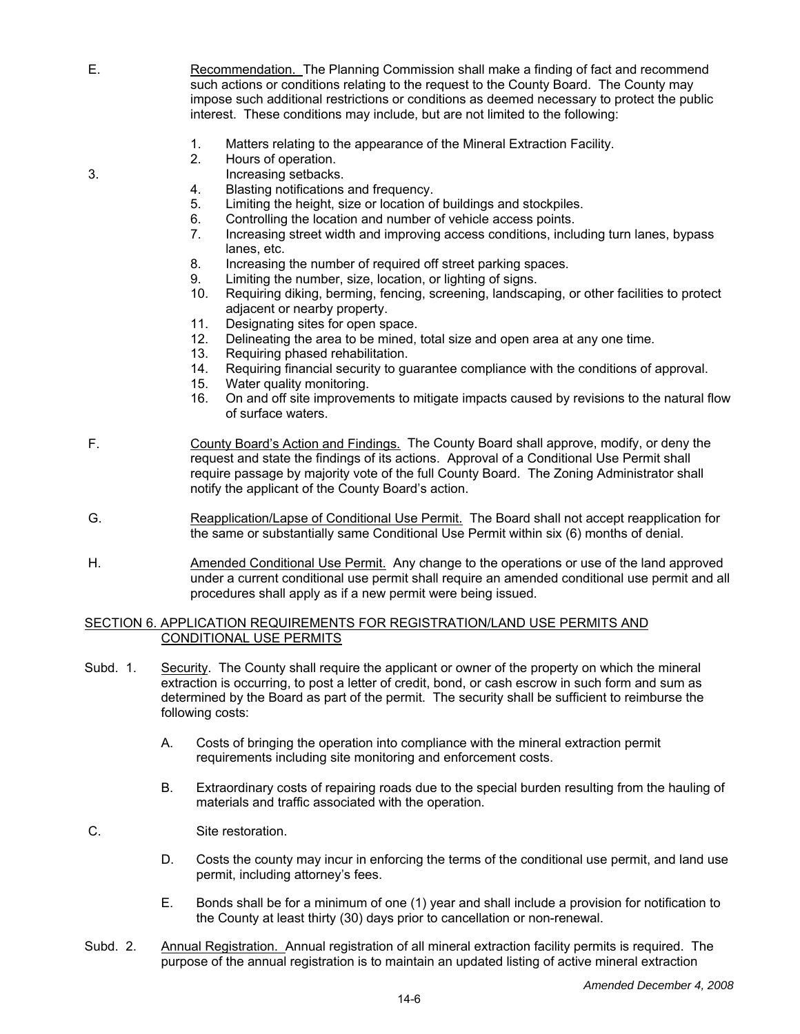E. Recommendation. The Planning Commission shall make a finding of fact and recommend such actions or conditions relating to the request to the County Board. The County may impose such additional restrictions or conditions as deemed necessary to protect the public interest. These conditions may include, but are not limited to the following:

1. Matters relating to the appearance of the Mineral Extraction Facility.
2. Hours of operation.
3. Increasing setbacks.
4. Blasting notifications and frequency.
5. Limiting the height, size or location of buildings and stockpiles.
6. Controlling the location and number of vehicle access points.
7. Increasing street width and improving access conditions, including turn lanes, bypass lanes, etc.
8. Increasing the number of required off street parking spaces.
9. Limiting the number, size, location, or lighting of signs.
10. Requiring diking, berming, fencing, screening, landscaping, or other facilities to protect adjacent or nearby property.
11. Designating sites for open space.
12. Delineating the area to be mined, total size and open area at any one time.
13. Requiring phased rehabilitation.
14. Requiring financial security to guarantee compliance with the conditions of approval.
15. Water quality monitoring.
16. On and off site improvements to mitigate impacts caused by revisions to the natural flow of surface waters.

F. County Board's Action and Findings. The County Board shall approve, modify, or deny the request and state the findings of its actions. Approval of a Conditional Use Permit shall require passage by majority vote of the full County Board. The Zoning Administrator shall notify the applicant of the County Board's action.

G. Reapplication/Lapse of Conditional Use Permit. The Board shall not accept reapplication for the same or substantially same Conditional Use Permit within six (6) months of denial.

H. Amended Conditional Use Permit. Any change to the operations or use of the land approved under a current conditional use permit shall require an amended conditional use permit and all procedures shall apply as if a new permit were being issued.

## SECTION 6. APPLICATION REQUIREMENTS FOR REGISTRATION/LAND USE PERMITS AND CONDITIONAL USE PERMITS

Subd. 1. Security. The County shall require the applicant or owner of the property on which the mineral extraction is occurring, to post a letter of credit, bond, or cash escrow in such form and sum as determined by the Board as part of the permit. The security shall be sufficient to reimburse the following costs:

A. Costs of bringing the operation into compliance with the mineral extraction permit requirements including site monitoring and enforcement costs.

B. Extraordinary costs of repairing roads due to the special burden resulting from the hauling of materials and traffic associated with the operation.

C. Site restoration.

D. Costs the county may incur in enforcing the terms of the conditional use permit, and land use permit, including attorney's fees.

E. Bonds shall be for a minimum of one (1) year and shall include a provision for notification to the County at least thirty (30) days prior to cancellation or non-renewal.

Subd. 2. Annual Registration. Annual registration of all mineral extraction facility permits is required. The purpose of the annual registration is to maintain an updated listing of active mineral extraction

*Amended December 4, 2008*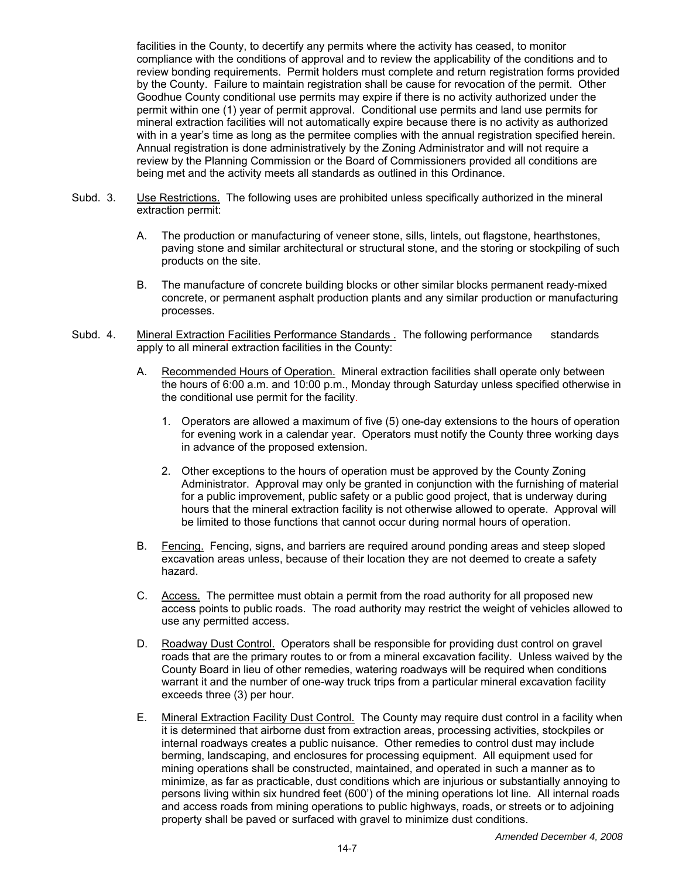facilities in the County, to decertify any permits where the activity has ceased, to monitor compliance with the conditions of approval and to review the applicability of the conditions and to review bonding requirements. Permit holders must complete and return registration forms provided by the County. Failure to maintain registration shall be cause for revocation of the permit. Other Goodhue County conditional use permits may expire if there is no activity authorized under the permit within one (1) year of permit approval. Conditional use permits and land use permits for mineral extraction facilities will not automatically expire because there is no activity as authorized with in a year's time as long as the permitee complies with the annual registration specified herein. Annual registration is done administratively by the Zoning Administrator and will not require a review by the Planning Commission or the Board of Commissioners provided all conditions are being met and the activity meets all standards as outlined in this Ordinance.

Subd. 3. Use Restrictions. The following uses are prohibited unless specifically authorized in the mineral extraction permit:

A. The production or manufacturing of veneer stone, sills, lintels, out flagstone, hearthstones, paving stone and similar architectural or structural stone, and the storing or stockpiling of such products on the site.

B. The manufacture of concrete building blocks or other similar blocks permanent ready-mixed concrete, or permanent asphalt production plants and any similar production or manufacturing processes.

Subd. 4. Mineral Extraction Facilities Performance Standards . The following performance standards apply to all mineral extraction facilities in the County:

A. Recommended Hours of Operation. Mineral extraction facilities shall operate only between the hours of 6:00 a.m. and 10:00 p.m., Monday through Saturday unless specified otherwise in the conditional use permit for the facility.

1. Operators are allowed a maximum of five (5) one-day extensions to the hours of operation for evening work in a calendar year. Operators must notify the County three working days in advance of the proposed extension.

2. Other exceptions to the hours of operation must be approved by the County Zoning Administrator. Approval may only be granted in conjunction with the furnishing of material for a public improvement, public safety or a public good project, that is underway during hours that the mineral extraction facility is not otherwise allowed to operate. Approval will be limited to those functions that cannot occur during normal hours of operation.

B. Fencing. Fencing, signs, and barriers are required around ponding areas and steep sloped excavation areas unless, because of their location they are not deemed to create a safety hazard.

C. Access. The permittee must obtain a permit from the road authority for all proposed new access points to public roads. The road authority may restrict the weight of vehicles allowed to use any permitted access.

D. Roadway Dust Control. Operators shall be responsible for providing dust control on gravel roads that are the primary routes to or from a mineral excavation facility. Unless waived by the County Board in lieu of other remedies, watering roadways will be required when conditions warrant it and the number of one-way truck trips from a particular mineral excavation facility exceeds three (3) per hour.

E. Mineral Extraction Facility Dust Control. The County may require dust control in a facility when it is determined that airborne dust from extraction areas, processing activities, stockpiles or internal roadways creates a public nuisance. Other remedies to control dust may include berming, landscaping, and enclosures for processing equipment. All equipment used for mining operations shall be constructed, maintained, and operated in such a manner as to minimize, as far as practicable, dust conditions which are injurious or substantially annoying to persons living within six hundred feet (600') of the mining operations lot line. All internal roads and access roads from mining operations to public highways, roads, or streets or to adjoining property shall be paved or surfaced with gravel to minimize dust conditions.

*Amended December 4, 2008*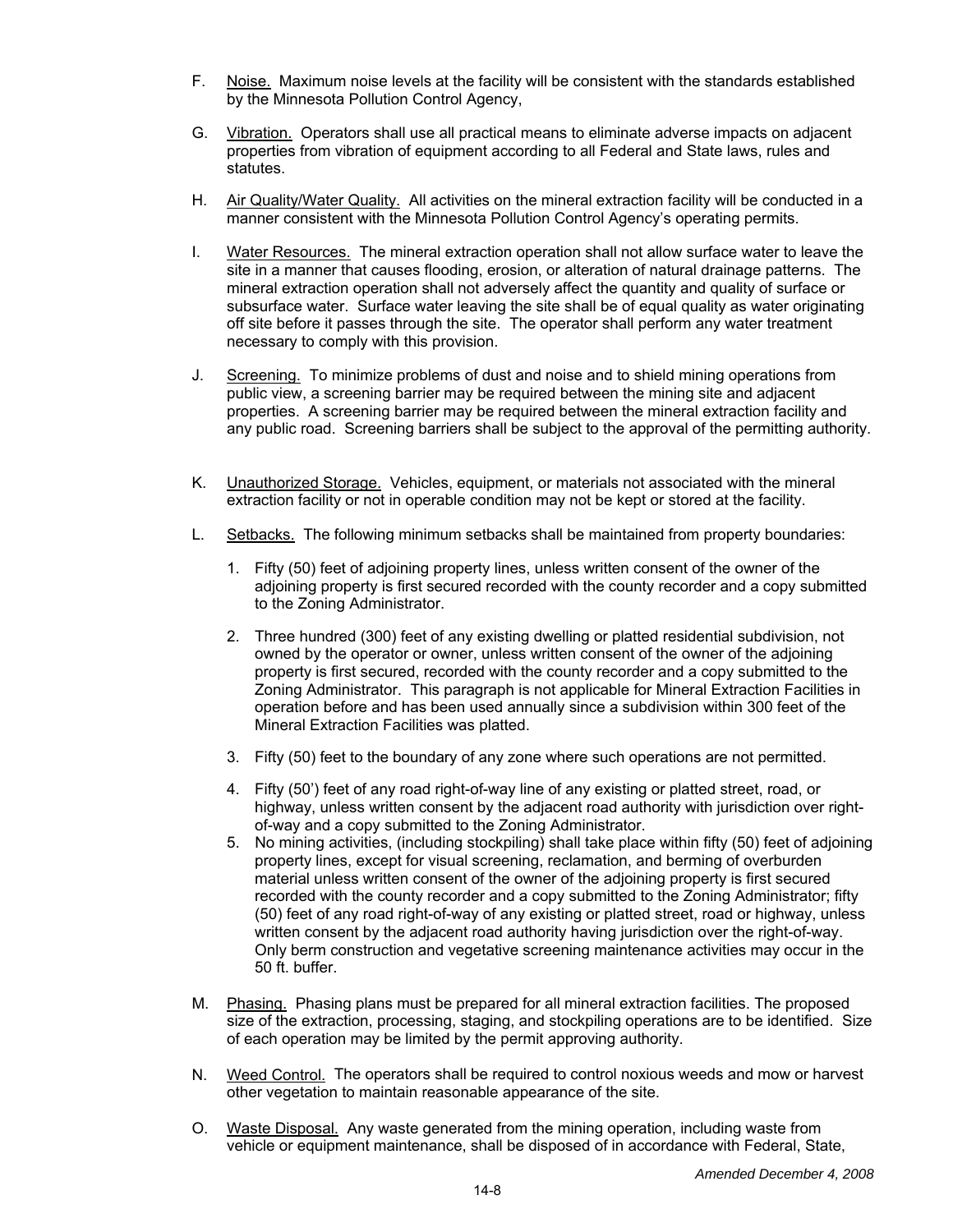F. Noise. Maximum noise levels at the facility will be consistent with the standards established by the Minnesota Pollution Control Agency,

G. Vibration. Operators shall use all practical means to eliminate adverse impacts on adjacent properties from vibration of equipment according to all Federal and State laws, rules and statutes.

H. Air Quality/Water Quality. All activities on the mineral extraction facility will be conducted in a manner consistent with the Minnesota Pollution Control Agency's operating permits.

I. Water Resources. The mineral extraction operation shall not allow surface water to leave the site in a manner that causes flooding, erosion, or alteration of natural drainage patterns. The mineral extraction operation shall not adversely affect the quantity and quality of surface or subsurface water. Surface water leaving the site shall be of equal quality as water originating off site before it passes through the site. The operator shall perform any water treatment necessary to comply with this provision.

J. Screening. To minimize problems of dust and noise and to shield mining operations from public view, a screening barrier may be required between the mining site and adjacent properties. A screening barrier may be required between the mineral extraction facility and any public road. Screening barriers shall be subject to the approval of the permitting authority.

K. Unauthorized Storage. Vehicles, equipment, or materials not associated with the mineral extraction facility or not in operable condition may not be kept or stored at the facility.

L. Setbacks. The following minimum setbacks shall be maintained from property boundaries:

   1. Fifty (50) feet of adjoining property lines, unless written consent of the owner of the adjoining property is first secured recorded with the county recorder and a copy submitted to the Zoning Administrator.

   2. Three hundred (300) feet of any existing dwelling or platted residential subdivision, not owned by the operator or owner, unless written consent of the owner of the adjoining property is first secured, recorded with the county recorder and a copy submitted to the Zoning Administrator. This paragraph is not applicable for Mineral Extraction Facilities in operation before and has been used annually since a subdivision within 300 feet of the Mineral Extraction Facilities was platted.

   3. Fifty (50) feet to the boundary of any zone where such operations are not permitted.

   4. Fifty (50') feet of any road right-of-way line of any existing or platted street, road, or highway, unless written consent by the adjacent road authority with jurisdiction over right-of-way and a copy submitted to the Zoning Administrator.

   5. No mining activities, (including stockpiling) shall take place within fifty (50) feet of adjoining property lines, except for visual screening, reclamation, and berming of overburden material unless written consent of the owner of the adjoining property is first secured recorded with the county recorder and a copy submitted to the Zoning Administrator; fifty (50) feet of any road right-of-way of any existing or platted street, road or highway, unless written consent by the adjacent road authority having jurisdiction over the right-of-way. Only berm construction and vegetative screening maintenance activities may occur in the 50 ft. buffer.

M. Phasing. Phasing plans must be prepared for all mineral extraction facilities. The proposed size of the extraction, processing, staging, and stockpiling operations are to be identified. Size of each operation may be limited by the permit approving authority.

N. Weed Control. The operators shall be required to control noxious weeds and mow or harvest other vegetation to maintain reasonable appearance of the site.

O. Waste Disposal. Any waste generated from the mining operation, including waste from vehicle or equipment maintenance, shall be disposed of in accordance with Federal, State,

*Amended December 4, 2008*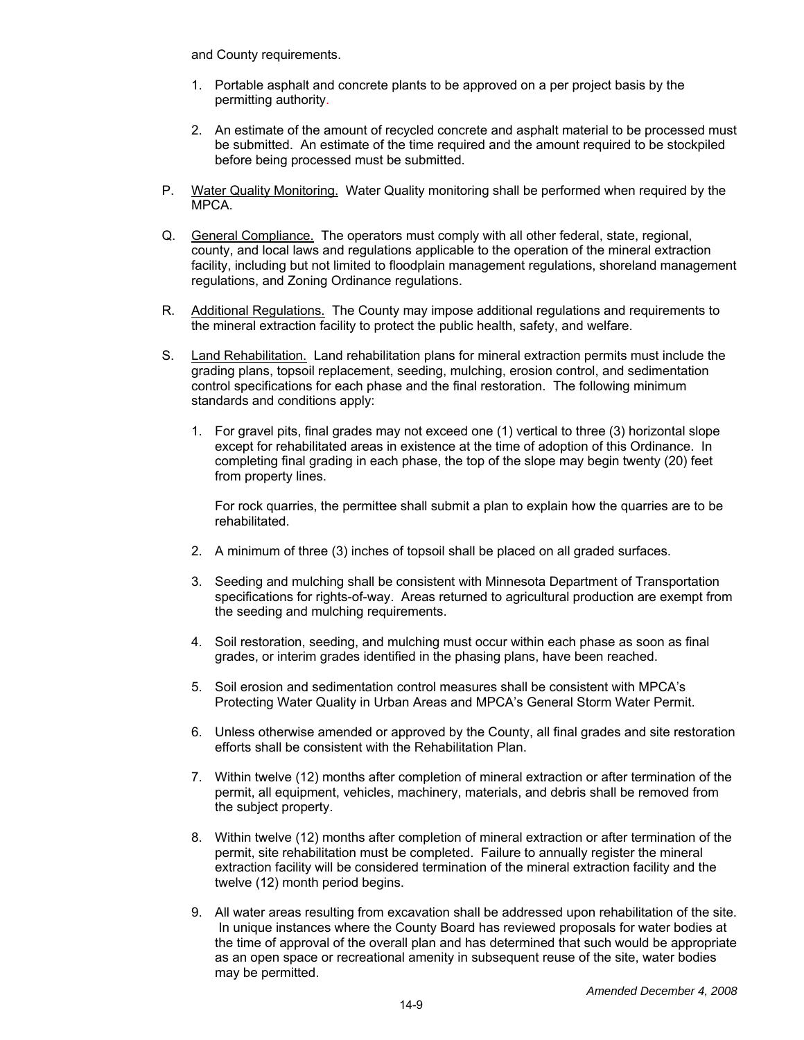and County requirements.

1. Portable asphalt and concrete plants to be approved on a per project basis by the permitting authority.

2. An estimate of the amount of recycled concrete and asphalt material to be processed must be submitted. An estimate of the time required and the amount required to be stockpiled before being processed must be submitted.

P. Water Quality Monitoring. Water Quality monitoring shall be performed when required by the MPCA.

Q. General Compliance. The operators must comply with all other federal, state, regional, county, and local laws and regulations applicable to the operation of the mineral extraction facility, including but not limited to floodplain management regulations, shoreland management regulations, and Zoning Ordinance regulations.

R. Additional Regulations. The County may impose additional regulations and requirements to the mineral extraction facility to protect the public health, safety, and welfare.

S. Land Rehabilitation. Land rehabilitation plans for mineral extraction permits must include the grading plans, topsoil replacement, seeding, mulching, erosion control, and sedimentation control specifications for each phase and the final restoration. The following minimum standards and conditions apply:

1. For gravel pits, final grades may not exceed one (1) vertical to three (3) horizontal slope except for rehabilitated areas in existence at the time of adoption of this Ordinance. In completing final grading in each phase, the top of the slope may begin twenty (20) feet from property lines.

   For rock quarries, the permittee shall submit a plan to explain how the quarries are to be rehabilitated.

2. A minimum of three (3) inches of topsoil shall be placed on all graded surfaces.

3. Seeding and mulching shall be consistent with Minnesota Department of Transportation specifications for rights-of-way. Areas returned to agricultural production are exempt from the seeding and mulching requirements.

4. Soil restoration, seeding, and mulching must occur within each phase as soon as final grades, or interim grades identified in the phasing plans, have been reached.

5. Soil erosion and sedimentation control measures shall be consistent with MPCA's Protecting Water Quality in Urban Areas and MPCA's General Storm Water Permit.

6. Unless otherwise amended or approved by the County, all final grades and site restoration efforts shall be consistent with the Rehabilitation Plan.

7. Within twelve (12) months after completion of mineral extraction or after termination of the permit, all equipment, vehicles, machinery, materials, and debris shall be removed from the subject property.

8. Within twelve (12) months after completion of mineral extraction or after termination of the permit, site rehabilitation must be completed. Failure to annually register the mineral extraction facility will be considered termination of the mineral extraction facility and the twelve (12) month period begins.

9. All water areas resulting from excavation shall be addressed upon rehabilitation of the site. In unique instances where the County Board has reviewed proposals for water bodies at the time of approval of the overall plan and has determined that such would be appropriate as an open space or recreational amenity in subsequent reuse of the site, water bodies may be permitted.

*Amended December 4, 2008*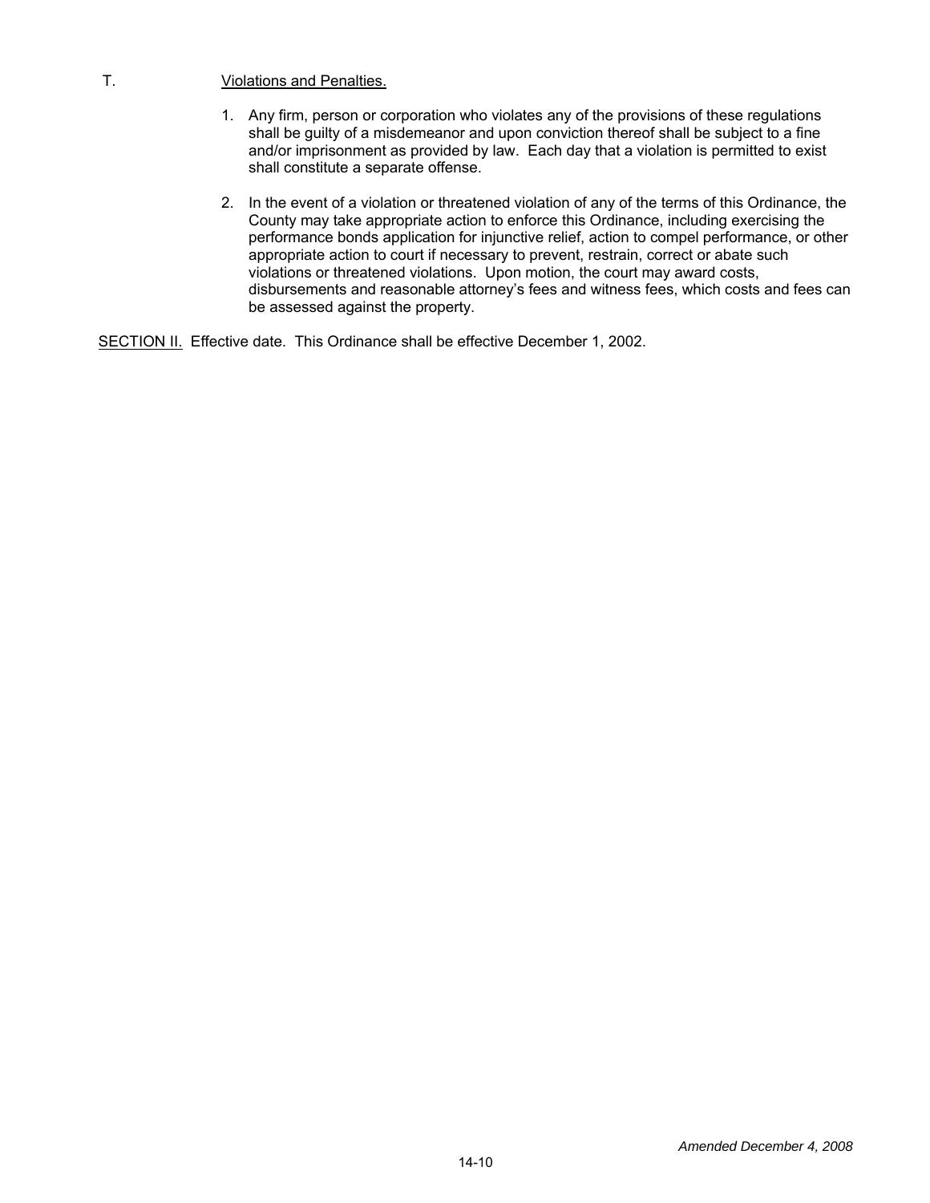T. <u>Violations and Penalties.</u>

1. Any firm, person or corporation who violates any of the provisions of these regulations shall be guilty of a misdemeanor and upon conviction thereof shall be subject to a fine and/or imprisonment as provided by law. Each day that a violation is permitted to exist shall constitute a separate offense.

2. In the event of a violation or threatened violation of any of the terms of this Ordinance, the County may take appropriate action to enforce this Ordinance, including exercising the performance bonds application for injunctive relief, action to compel performance, or other appropriate action to court if necessary to prevent, restrain, correct or abate such violations or threatened violations. Upon motion, the court may award costs, disbursements and reasonable attorney's fees and witness fees, which costs and fees can be assessed against the property.

<u>SECTION II.</u> Effective date. This Ordinance shall be effective December 1, 2002.

*Amended December 4, 2008*